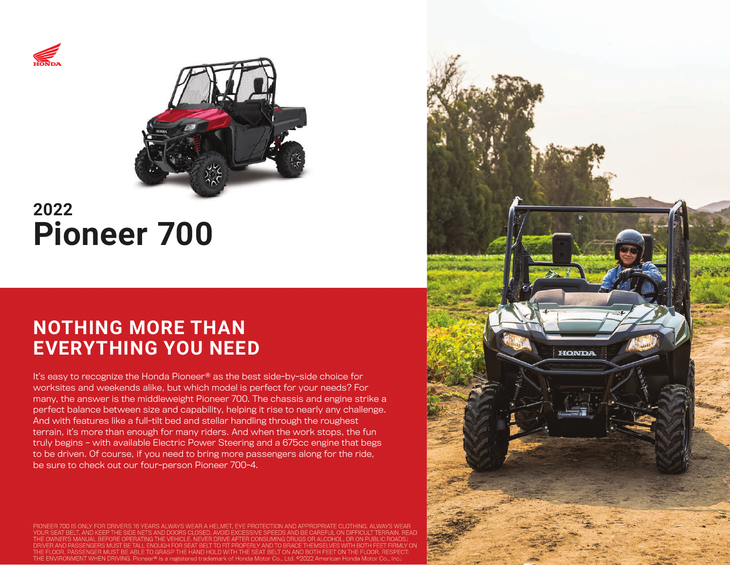# 2022
# Pioneer 700

## NOTHING MORE THAN EVERYTHING YOU NEED

It's easy to recognize the Honda Pioneer® as the best side-by-side choice for worksites and weekends alike, but which model is perfect for your needs? For many, the answer is the middleweight Pioneer 700. The chassis and engine strike a perfect balance between size and capability, helping it rise to nearly any challenge. And with features like a full-tilt bed and stellar handling through the roughest terrain, it's more than enough for many riders. And when the work stops, the fun truly begins – with available Electric Power Steering and a 675cc engine that begs to be driven. Of course, if you need to bring more passengers along for the ride, be sure to check out our four-person Pioneer 700-4.

PIONEER 700 IS ONLY FOR DRIVERS 16 YEARS ALWAYS WEAR A HELMET, EYE PROTECTION AND APPROPRIATE CLOTHING. ALWAYS WEAR YOUR SEAT BELT, AND KEEP THE SIDE NETS AND DOORS CLOSED. AVOID EXCESSIVE SPEEDS AND BE CAREFUL ON DIFFICULT TERRAIN. READ THE OWNER'S MANUAL BEFORE OPERATING THE VEHICLE. NEVER DRIVE AFTER CONSUMING DRUGS OR ALCOHOL, OR ON PUBLIC ROADS. DRIVER AND PASSENGERS MUST BE TALL ENOUGH FOR SEAT BELT TO FIT PROPERLY AND TO BRACE THEMSELVES WITH BOTH FEET FIRMLY ON THE FLOOR. PASSENGER MUST BE ABLE TO GRASP THE HAND HOLD WITH THE SEAT BELT ON AND BOTH FEET ON THE FLOOR. RESPECT THE ENVIRONMENT WHEN DRIVING. Pioneer® is a registered trademark of Honda Motor Co., Ltd. ©2022 American Honda Motor Co., Inc.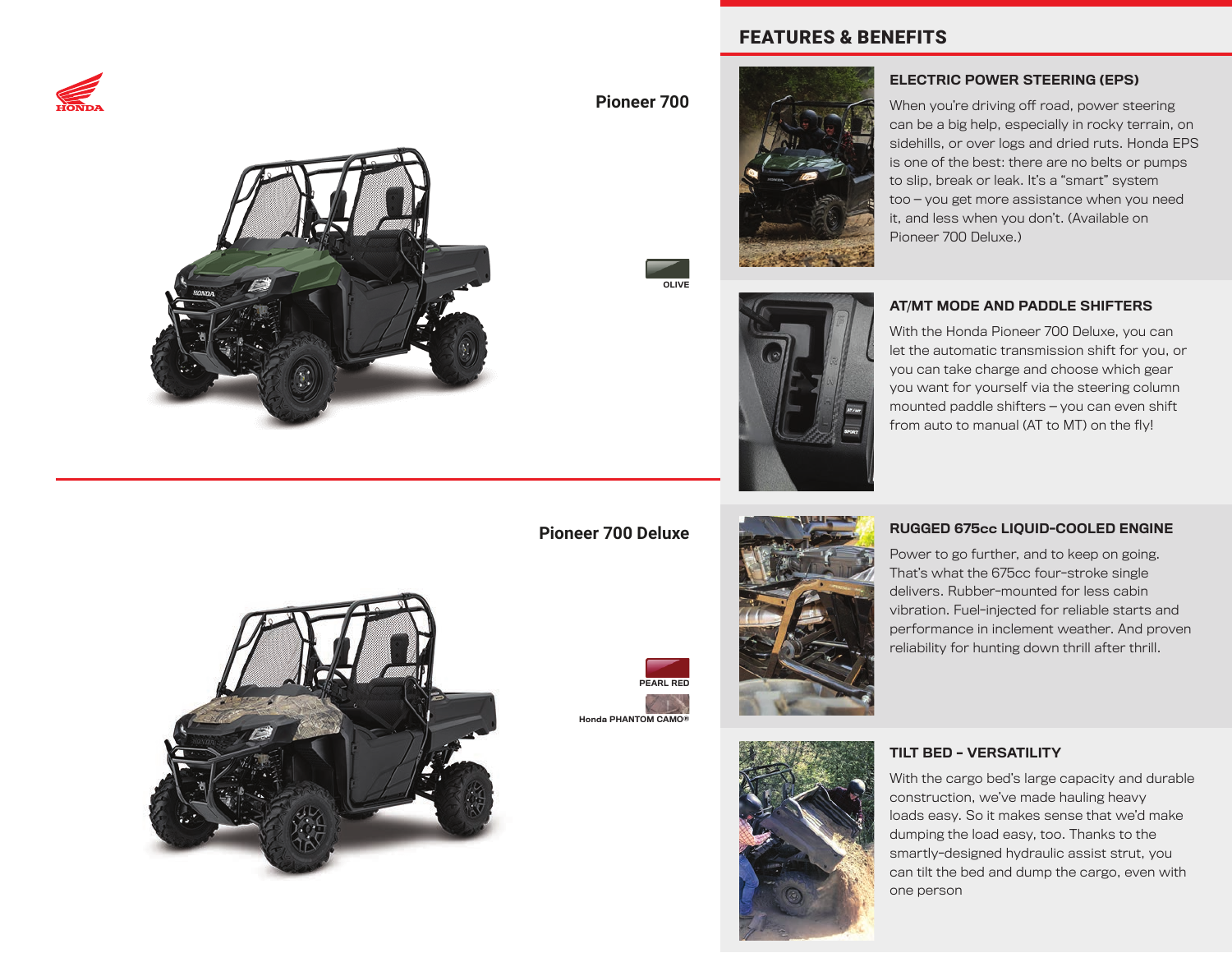## Pioneer 700

OLIVE

## Pioneer 700 Deluxe

PEARL RED

Honda PHANTOM CAMO®

## FEATURES & BENEFITS

### ELECTRIC POWER STEERING (EPS)

When you're driving off road, power steering can be a big help, especially in rocky terrain, on sidehills, or over logs and dried ruts. Honda EPS is one of the best: there are no belts or pumps to slip, break or leak. It's a "smart" system too – you get more assistance when you need it, and less when you don't. (Available on Pioneer 700 Deluxe.)

### AT/MT MODE AND PADDLE SHIFTERS

With the Honda Pioneer 700 Deluxe, you can let the automatic transmission shift for you, or you can take charge and choose which gear you want for yourself via the steering column mounted paddle shifters – you can even shift from auto to manual (AT to MT) on the fly!

### RUGGED 675cc LIQUID-COOLED ENGINE

Power to go further, and to keep on going. That's what the 675cc four-stroke single delivers. Rubber-mounted for less cabin vibration. Fuel-injected for reliable starts and performance in inclement weather. And proven reliability for hunting down thrill after thrill.

### TILT BED - VERSATILITY

With the cargo bed's large capacity and durable construction, we've made hauling heavy loads easy. So it makes sense that we'd make dumping the load easy, too. Thanks to the smartly-designed hydraulic assist strut, you can tilt the bed and dump the cargo, even with one person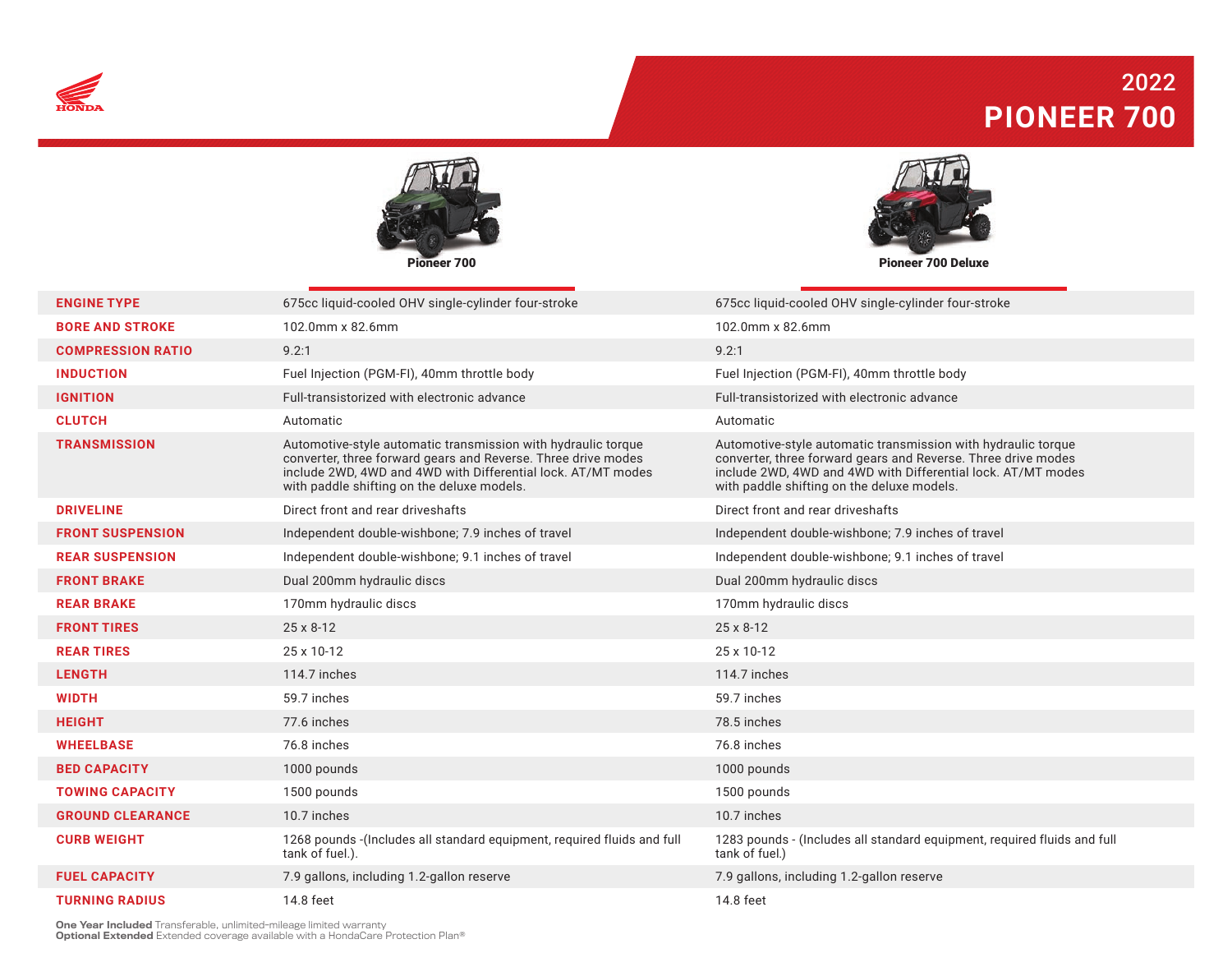# 2022 PIONEER 700

| | Pioneer 700 | Pioneer 700 Deluxe |
|---|---|---|
| **ENGINE TYPE** | 675cc liquid-cooled OHV single-cylinder four-stroke | 675cc liquid-cooled OHV single-cylinder four-stroke |
| **BORE AND STROKE** | 102.0mm x 82.6mm | 102.0mm x 82.6mm |
| **COMPRESSION RATIO** | 9.2:1 | 9.2:1 |
| **INDUCTION** | Fuel Injection (PGM-FI), 40mm throttle body | Fuel Injection (PGM-FI), 40mm throttle body |
| **IGNITION** | Full-transistorized with electronic advance | Full-transistorized with electronic advance |
| **CLUTCH** | Automatic | Automatic |
| **TRANSMISSION** | Automotive-style automatic transmission with hydraulic torque converter, three forward gears and Reverse. Three drive modes include 2WD, 4WD and 4WD with Differential lock. AT/MT modes with paddle shifting on the deluxe models. | Automotive-style automatic transmission with hydraulic torque converter, three forward gears and Reverse. Three drive modes include 2WD, 4WD and 4WD with Differential lock. AT/MT modes with paddle shifting on the deluxe models. |
| **DRIVELINE** | Direct front and rear driveshafts | Direct front and rear driveshafts |
| **FRONT SUSPENSION** | Independent double-wishbone; 7.9 inches of travel | Independent double-wishbone; 7.9 inches of travel |
| **REAR SUSPENSION** | Independent double-wishbone; 9.1 inches of travel | Independent double-wishbone; 9.1 inches of travel |
| **FRONT BRAKE** | Dual 200mm hydraulic discs | Dual 200mm hydraulic discs |
| **REAR BRAKE** | 170mm hydraulic discs | 170mm hydraulic discs |
| **FRONT TIRES** | 25 x 8-12 | 25 x 8-12 |
| **REAR TIRES** | 25 x 10-12 | 25 x 10-12 |
| **LENGTH** | 114.7 inches | 114.7 inches |
| **WIDTH** | 59.7 inches | 59.7 inches |
| **HEIGHT** | 77.6 inches | 78.5 inches |
| **WHEELBASE** | 76.8 inches | 76.8 inches |
| **BED CAPACITY** | 1000 pounds | 1000 pounds |
| **TOWING CAPACITY** | 1500 pounds | 1500 pounds |
| **GROUND CLEARANCE** | 10.7 inches | 10.7 inches |
| **CURB WEIGHT** | 1268 pounds -(Includes all standard equipment, required fluids and full tank of fuel.). | 1283 pounds - (Includes all standard equipment, required fluids and full tank of fuel.) |
| **FUEL CAPACITY** | 7.9 gallons, including 1.2-gallon reserve | 7.9 gallons, including 1.2-gallon reserve |
| **TURNING RADIUS** | 14.8 feet | 14.8 feet |

**One Year Included** Transferable, unlimited-mileage limited warranty
**Optional Extended** Extended coverage available with a HondaCare Protection Plan®